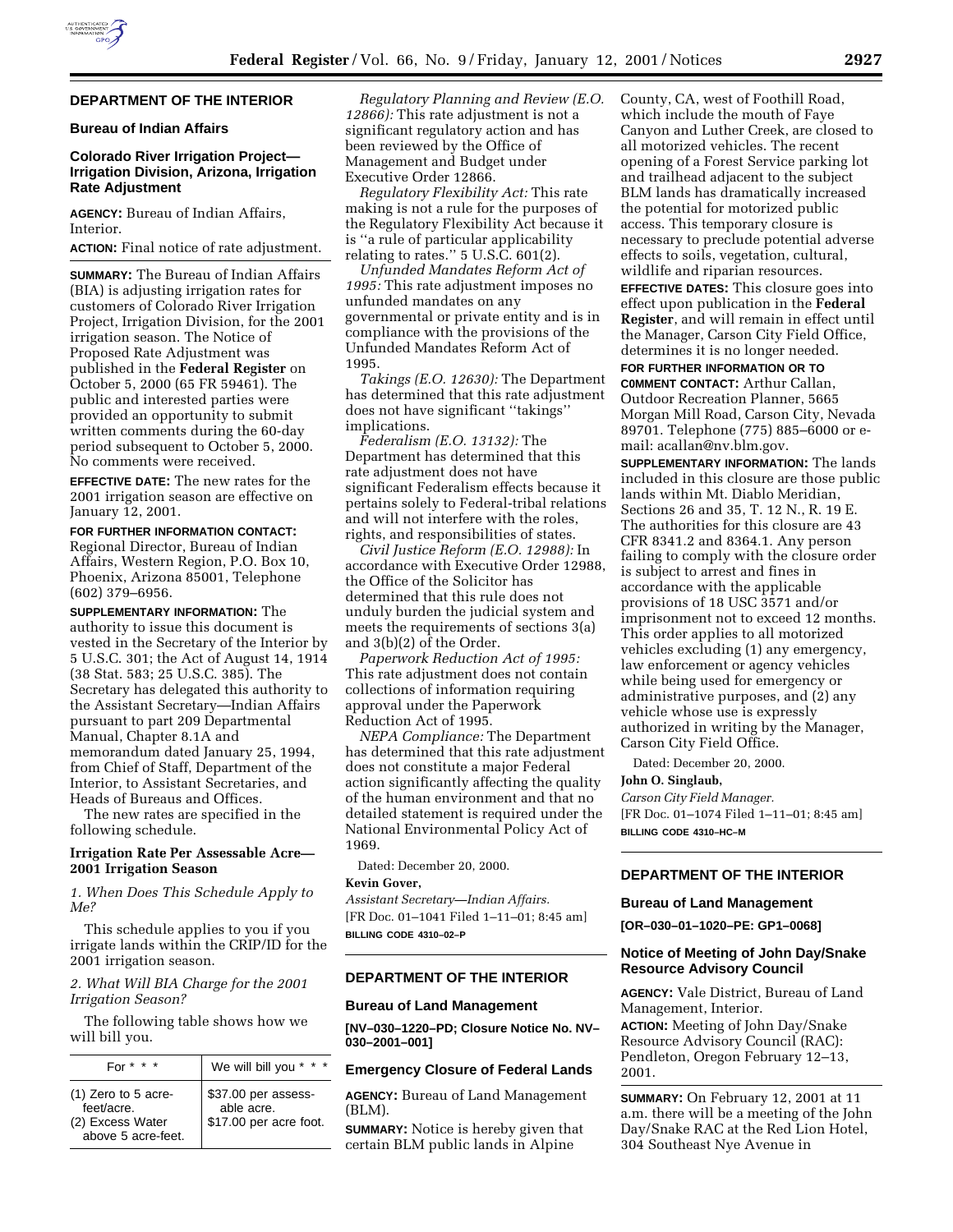## DEPARTMENT OF THE INTERIOR

### Bureau of Indian Affairs

### Colorado River Irrigation Project—Irrigation Division, Arizona, Irrigation Rate Adjustment

**AGENCY:** Bureau of Indian Affairs, Interior.

**ACTION:** Final notice of rate adjustment.

**SUMMARY:** The Bureau of Indian Affairs (BIA) is adjusting irrigation rates for customers of Colorado River Irrigation Project, Irrigation Division, for the 2001 irrigation season. The Notice of Proposed Rate Adjustment was published in the **Federal Register** on October 5, 2000 (65 FR 59461). The public and interested parties were provided an opportunity to submit written comments during the 60-day period subsequent to October 5, 2000. No comments were received.

**EFFECTIVE DATE:** The new rates for the 2001 irrigation season are effective on January 12, 2001.

**FOR FURTHER INFORMATION CONTACT:** Regional Director, Bureau of Indian Affairs, Western Region, P.O. Box 10, Phoenix, Arizona 85001, Telephone (602) 379–6956.

**SUPPLEMENTARY INFORMATION:** The authority to issue this document is vested in the Secretary of the Interior by 5 U.S.C. 301; the Act of August 14, 1914 (38 Stat. 583; 25 U.S.C. 385). The Secretary has delegated this authority to the Assistant Secretary—Indian Affairs pursuant to part 209 Departmental Manual, Chapter 8.1A and memorandum dated January 25, 1994, from Chief of Staff, Department of the Interior, to Assistant Secretaries, and Heads of Bureaus and Offices.

The new rates are specified in the following schedule.

#### Irrigation Rate Per Assessable Acre—2001 Irrigation Season

*1. When Does This Schedule Apply to Me?*

This schedule applies to you if you irrigate lands within the CRIP/ID for the 2001 irrigation season.

*2. What Will BIA Charge for the 2001 Irrigation Season?*

The following table shows how we will bill you.

| For * * * | We will bill you * * * |
|---|---|
| (1) Zero to 5 acre-feet/acre. | $37.00 per assessable acre. |
| (2) Excess Water above 5 acre-feet. | $17.00 per acre foot. |

*Regulatory Planning and Review (E.O. 12866):* This rate adjustment is not a significant regulatory action and has been reviewed by the Office of Management and Budget under Executive Order 12866.

*Regulatory Flexibility Act:* This rate making is not a rule for the purposes of the Regulatory Flexibility Act because it is ''a rule of particular applicability relating to rates.'' 5 U.S.C. 601(2).

*Unfunded Mandates Reform Act of 1995:* This rate adjustment imposes no unfunded mandates on any governmental or private entity and is in compliance with the provisions of the Unfunded Mandates Reform Act of 1995.

*Takings (E.O. 12630):* The Department has determined that this rate adjustment does not have significant ''takings'' implications.

*Federalism (E.O. 13132):* The Department has determined that this rate adjustment does not have significant Federalism effects because it pertains solely to Federal-tribal relations and will not interfere with the roles, rights, and responsibilities of states.

*Civil Justice Reform (E.O. 12988):* In accordance with Executive Order 12988, the Office of the Solicitor has determined that this rule does not unduly burden the judicial system and meets the requirements of sections 3(a) and 3(b)(2) of the Order.

*Paperwork Reduction Act of 1995:* This rate adjustment does not contain collections of information requiring approval under the Paperwork Reduction Act of 1995.

*NEPA Compliance:* The Department has determined that this rate adjustment does not constitute a major Federal action significantly affecting the quality of the human environment and that no detailed statement is required under the National Environmental Policy Act of 1969.

Dated: December 20, 2000.

**Kevin Gover,**

*Assistant Secretary—Indian Affairs.*

[FR Doc. 01–1041 Filed 1–11–01; 8:45 am]

**BILLING CODE 4310–02–P**

## DEPARTMENT OF THE INTERIOR

### Bureau of Land Management

**[NV–030–1220–PD; Closure Notice No. NV–030–2001–001]**

### Emergency Closure of Federal Lands

**AGENCY:** Bureau of Land Management (BLM).

**SUMMARY:** Notice is hereby given that certain BLM public lands in Alpine County, CA, west of Foothill Road, which include the mouth of Faye Canyon and Luther Creek, are closed to all motorized vehicles. The recent opening of a Forest Service parking lot and trailhead adjacent to the subject BLM lands has dramatically increased the potential for motorized public access. This temporary closure is necessary to preclude potential adverse effects to soils, vegetation, cultural, wildlife and riparian resources.

**EFFECTIVE DATES:** This closure goes into effect upon publication in the **Federal Register**, and will remain in effect until the Manager, Carson City Field Office, determines it is no longer needed.

**FOR FURTHER INFORMATION OR TO COMMENT CONTACT:** Arthur Callan, Outdoor Recreation Planner, 5665 Morgan Mill Road, Carson City, Nevada 89701. Telephone (775) 885–6000 or e-mail: acallan@nv.blm.gov.

**SUPPLEMENTARY INFORMATION:** The lands included in this closure are those public lands within Mt. Diablo Meridian, Sections 26 and 35, T. 12 N., R. 19 E. The authorities for this closure are 43 CFR 8341.2 and 8364.1. Any person failing to comply with the closure order is subject to arrest and fines in accordance with the applicable provisions of 18 USC 3571 and/or imprisonment not to exceed 12 months. This order applies to all motorized vehicles excluding (1) any emergency, law enforcement or agency vehicles while being used for emergency or administrative purposes, and (2) any vehicle whose use is expressly authorized in writing by the Manager, Carson City Field Office.

Dated: December 20, 2000.

**John O. Singlaub,**

*Carson City Field Manager.*

[FR Doc. 01–1074 Filed 1–11–01; 8:45 am]

**BILLING CODE 4310–HC–M**

## DEPARTMENT OF THE INTERIOR

### Bureau of Land Management

**[OR–030–01–1020–PE: GP1–0068]**

### Notice of Meeting of John Day/Snake Resource Advisory Council

**AGENCY:** Vale District, Bureau of Land Management, Interior.

**ACTION:** Meeting of John Day/Snake Resource Advisory Council (RAC): Pendleton, Oregon February 12–13, 2001.

**SUMMARY:** On February 12, 2001 at 11 a.m. there will be a meeting of the John Day/Snake RAC at the Red Lion Hotel, 304 Southeast Nye Avenue in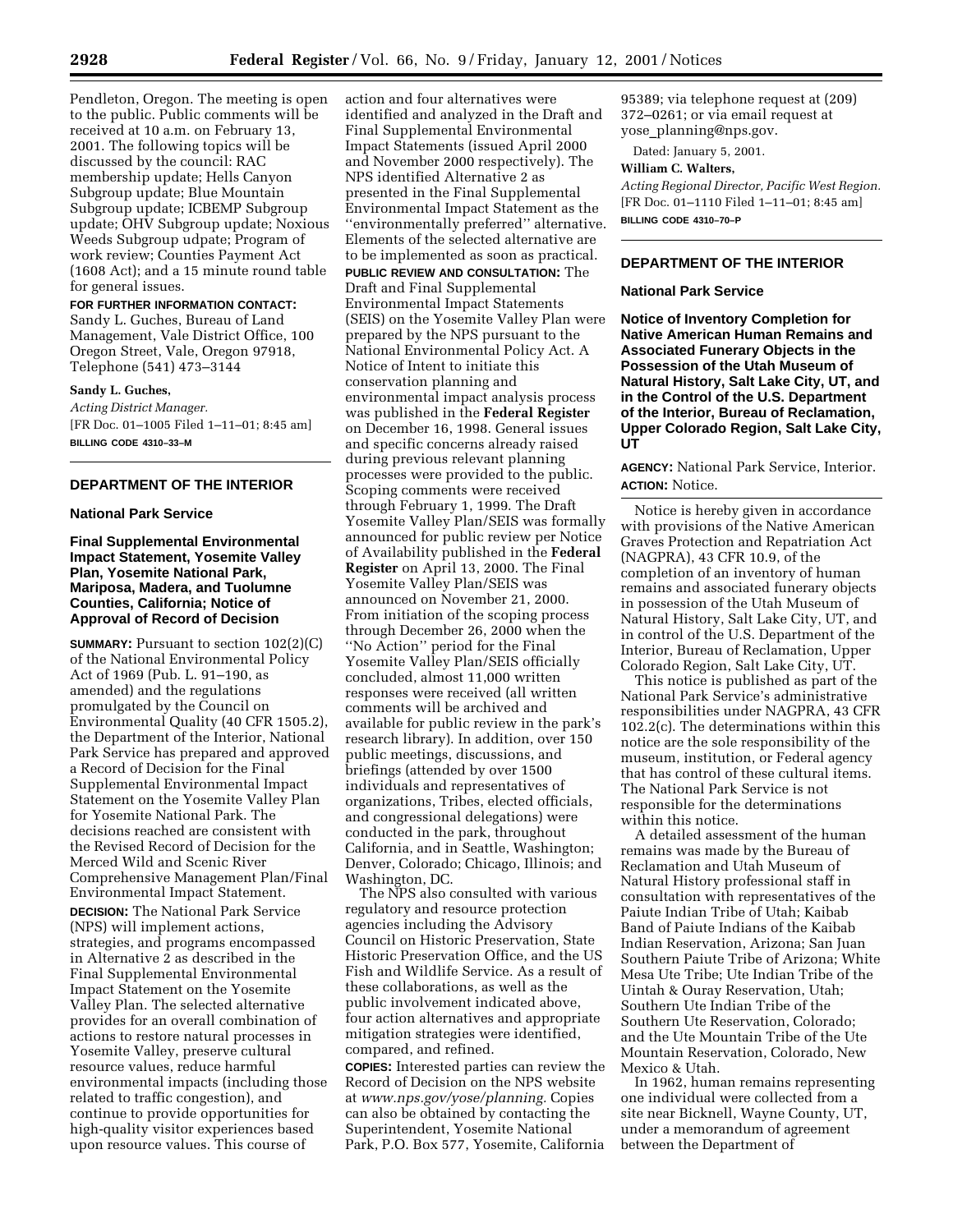Pendleton, Oregon. The meeting is open to the public. Public comments will be received at 10 a.m. on February 13, 2001. The following topics will be discussed by the council: RAC membership update; Hells Canyon Subgroup update; Blue Mountain Subgroup update; ICBEMP Subgroup update; OHV Subgroup update; Noxious Weeds Subgroup udpate; Program of work review; Counties Payment Act (1608 Act); and a 15 minute round table for general issues.

**FOR FURTHER INFORMATION CONTACT:** Sandy L. Guches, Bureau of Land Management, Vale District Office, 100 Oregon Street, Vale, Oregon 97918, Telephone (541) 473–3144

**Sandy L. Guches,**

*Acting District Manager.*

[FR Doc. 01–1005 Filed 1–11–01; 8:45 am]

**BILLING CODE 4310–33–M**

---

## DEPARTMENT OF THE INTERIOR

### National Park Service

### Final Supplemental Environmental Impact Statement, Yosemite Valley Plan, Yosemite National Park, Mariposa, Madera, and Tuolumne Counties, California; Notice of Approval of Record of Decision

**SUMMARY:** Pursuant to section 102(2)(C) of the National Environmental Policy Act of 1969 (Pub. L. 91–190, as amended) and the regulations promulgated by the Council on Environmental Quality (40 CFR 1505.2), the Department of the Interior, National Park Service has prepared and approved a Record of Decision for the Final Supplemental Environmental Impact Statement on the Yosemite Valley Plan for Yosemite National Park. The decisions reached are consistent with the Revised Record of Decision for the Merced Wild and Scenic River Comprehensive Management Plan/Final Environmental Impact Statement.

**DECISION:** The National Park Service (NPS) will implement actions, strategies, and programs encompassed in Alternative 2 as described in the Final Supplemental Environmental Impact Statement on the Yosemite Valley Plan. The selected alternative provides for an overall combination of actions to restore natural processes in Yosemite Valley, preserve cultural resource values, reduce harmful environmental impacts (including those related to traffic congestion), and continue to provide opportunities for high-quality visitor experiences based upon resource values. This course of action and four alternatives were identified and analyzed in the Draft and Final Supplemental Environmental Impact Statements (issued April 2000 and November 2000 respectively). The NPS identified Alternative 2 as presented in the Final Supplemental Environmental Impact Statement as the ''environmentally preferred'' alternative. Elements of the selected alternative are to be implemented as soon as practical.

**PUBLIC REVIEW AND CONSULTATION:** The Draft and Final Supplemental Environmental Impact Statements (SEIS) on the Yosemite Valley Plan were prepared by the NPS pursuant to the National Environmental Policy Act. A Notice of Intent to initiate this conservation planning and environmental impact analysis process was published in the **Federal Register** on December 16, 1998. General issues and specific concerns already raised during previous relevant planning processes were provided to the public. Scoping comments were received through February 1, 1999. The Draft Yosemite Valley Plan/SEIS was formally announced for public review per Notice of Availability published in the **Federal Register** on April 13, 2000. The Final Yosemite Valley Plan/SEIS was announced on November 21, 2000. From initiation of the scoping process through December 26, 2000 when the ''No Action'' period for the Final Yosemite Valley Plan/SEIS officially concluded, almost 11,000 written responses were received (all written comments will be archived and available for public review in the park's research library). In addition, over 150 public meetings, discussions, and briefings (attended by over 1500 individuals and representatives of organizations, Tribes, elected officials, and congressional delegations) were conducted in the park, throughout California, and in Seattle, Washington; Denver, Colorado; Chicago, Illinois; and Washington, DC.

The NPS also consulted with various regulatory and resource protection agencies including the Advisory Council on Historic Preservation, State Historic Preservation Office, and the US Fish and Wildlife Service. As a result of these collaborations, as well as the public involvement indicated above, four action alternatives and appropriate mitigation strategies were identified, compared, and refined.

**COPIES:** Interested parties can review the Record of Decision on the NPS website at *www.nps.gov/yose/planning.* Copies can also be obtained by contacting the Superintendent, Yosemite National Park, P.O. Box 577, Yosemite, California 95389; via telephone request at (209) 372–0261; or via email request at yose_planning@nps.gov.

Dated: January 5, 2001.

**William C. Walters,**

*Acting Regional Director, Pacific West Region.*

[FR Doc. 01–1110 Filed 1–11–01; 8:45 am]

**BILLING CODE 4310–70–P**

---

## DEPARTMENT OF THE INTERIOR

### National Park Service

### Notice of Inventory Completion for Native American Human Remains and Associated Funerary Objects in the Possession of the Utah Museum of Natural History, Salt Lake City, UT, and in the Control of the U.S. Department of the Interior, Bureau of Reclamation, Upper Colorado Region, Salt Lake City, UT

**AGENCY:** National Park Service, Interior.

**ACTION:** Notice.

Notice is hereby given in accordance with provisions of the Native American Graves Protection and Repatriation Act (NAGPRA), 43 CFR 10.9, of the completion of an inventory of human remains and associated funerary objects in possession of the Utah Museum of Natural History, Salt Lake City, UT, and in control of the U.S. Department of the Interior, Bureau of Reclamation, Upper Colorado Region, Salt Lake City, UT.

This notice is published as part of the National Park Service's administrative responsibilities under NAGPRA, 43 CFR 102.2(c). The determinations within this notice are the sole responsibility of the museum, institution, or Federal agency that has control of these cultural items. The National Park Service is not responsible for the determinations within this notice.

A detailed assessment of the human remains was made by the Bureau of Reclamation and Utah Museum of Natural History professional staff in consultation with representatives of the Paiute Indian Tribe of Utah; Kaibab Band of Paiute Indians of the Kaibab Indian Reservation, Arizona; San Juan Southern Paiute Tribe of Arizona; White Mesa Ute Tribe; Ute Indian Tribe of the Uintah & Ouray Reservation, Utah; Southern Ute Indian Tribe of the Southern Ute Reservation, Colorado; and the Ute Mountain Tribe of the Ute Mountain Reservation, Colorado, New Mexico & Utah.

In 1962, human remains representing one individual were collected from a site near Bicknell, Wayne County, UT, under a memorandum of agreement between the Department of